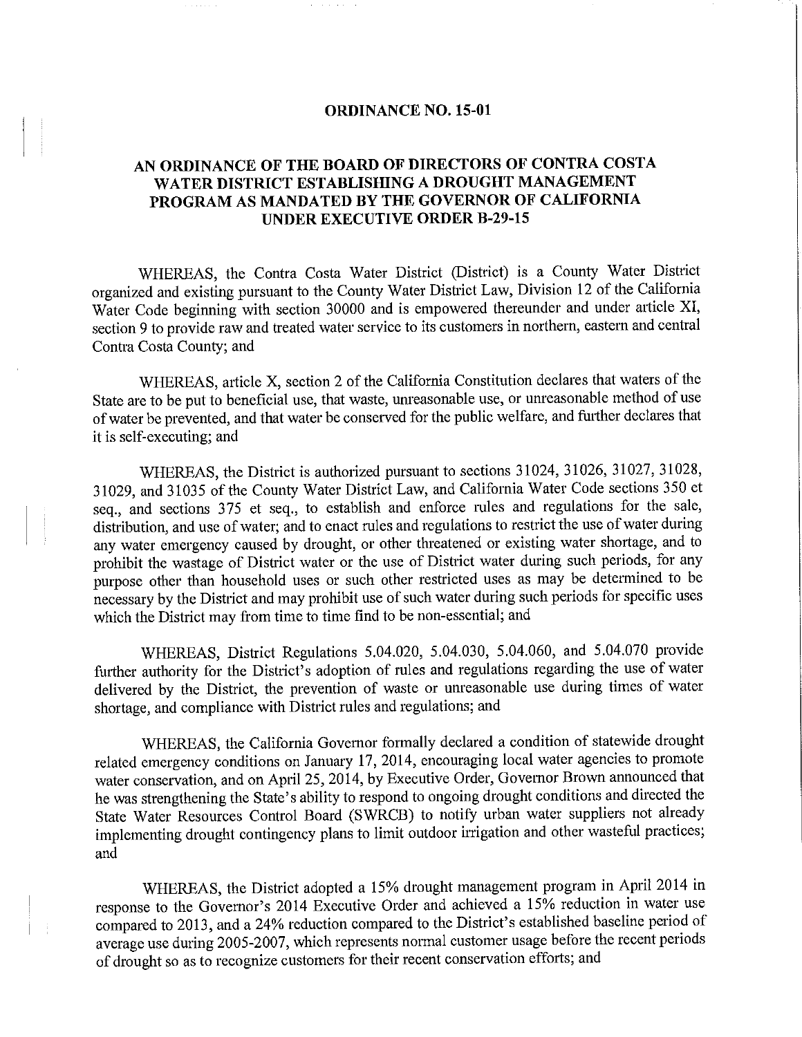# ORDINANCE NO. 15-01

## AN ORDINANCE OF THE BOARD OF DIRECTORS OF CONTRA COSTA WATER DISTRICT ESTABLISHING A DROUGHT MANAGEMENT PROGRAM AS MANDATED BY THE GOVERNOR OF CALIFORNIA UNDER EXECUTIVE ORDER B-29-15

WHEREAS, the Contra Costa Water District (District) is a County Water District organized and existing pursuant to the County Water District Law, Division 12 of the California Water Code beginning with section 30000 and is empowered thereunder and under article XI, section 9 to provide raw and treated water service to its customers in northern, eastern and central Contra Costa County; and

WHEREAS, article X, section 2 of the California Constitution declares that waters of the State are to be put to beneficial use, that waste, unreasonable use, or unreasonable method of use of water be prevented, and that water be conserved for the public welfare, and further declares that it is self-executing; and

WHEREAS, the District is authorized pursuant to sections 31024, 31026, 31027, 31028, 31029, and 31035 of the County Water District Law, and California Water Code sections 350 et seq., and sections 375 et seq., to establish and enforce rules and regulations for the sale, distribution, and use of water; and to enact rules and regulations to restrict the use of water during any water emergency caused by drought, or other threatened or existing water shortage, and to prohibit the wastage of District water or the use of District water during such periods, for any purpose other than household uses or such other restricted uses as may be determined to be necessary by the District and may prohibit use of such water during such periods for specific uses which the District may from time to time find to be non-essential; and

WHEREAS, District Regulations 5.04.020, 5.04.030, 5.04.060, and 5.04.070 provide further authority for the District's adoption of rules and regulations regarding the use of water delivered by the District, the prevention of waste or unreasonable use during times of water shortage, and compliance with District rules and regulations; and

WHEREAS, the California Governor formally declared a condition of statewide drought related emergency conditions on January 17, 2014, encouraging local water agencies to promote water conservation, and on April 25, 2014, by Executive Order, Governor Brown announced that he was strengthening the State's ability to respond to ongoing drought conditions and directed the State Water Resources Control Board (SWRCB) to notify urban water suppliers not already implementing drought contingency plans to limit outdoor irrigation and other wasteful practices; and

WHEREAS, the District adopted a 15% drought management program in April 2014 in response to the Governor's 2014 Executive Order and achieved a 15% reduction in water use compared to 2013, and a 24% reduction compared to the District's established baseline period of average use during 2005-2007, which represents normal customer usage before the recent periods of drought so as to recognize customers for their recent conservation efforts; and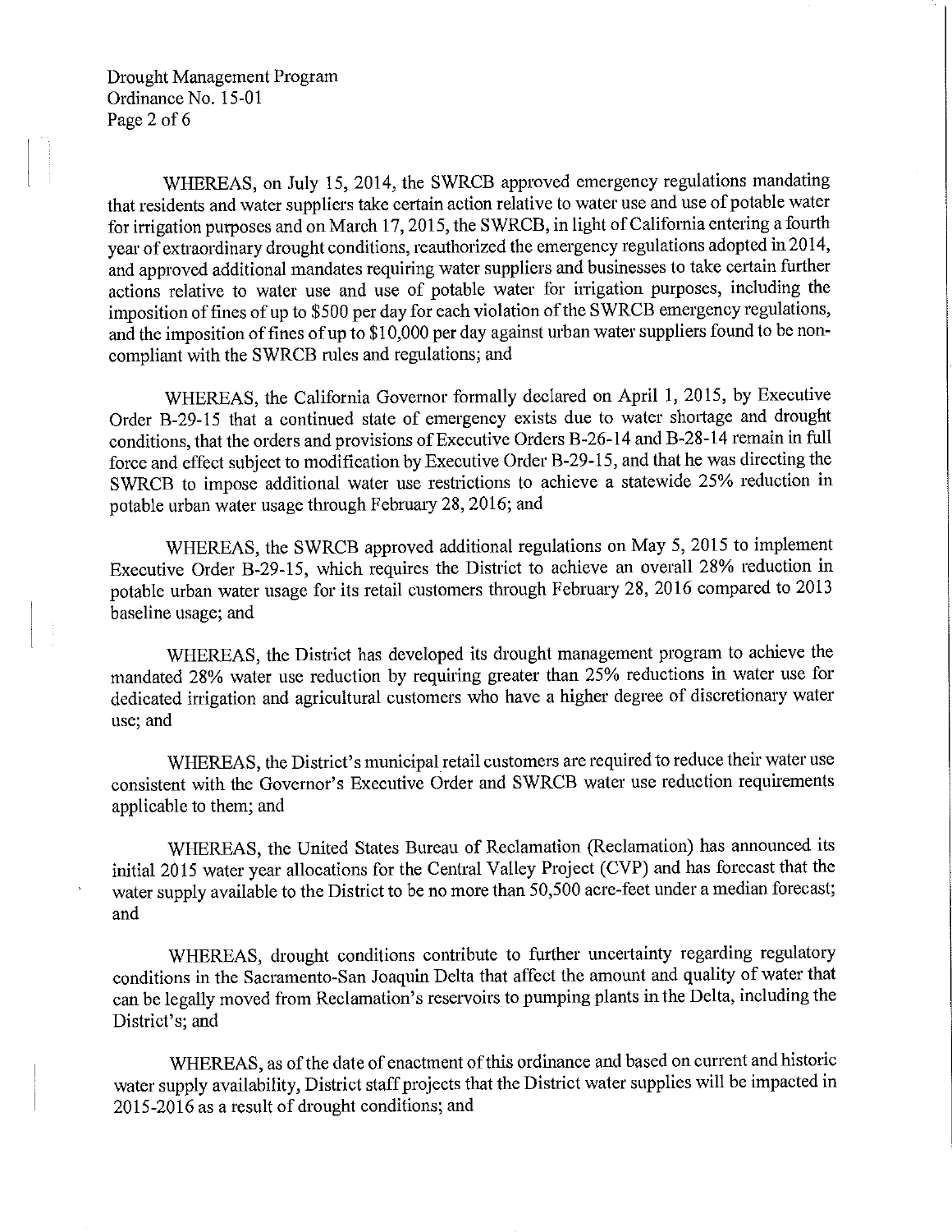WHEREAS, on July 15, 2014, the SWRCB approved emergency regulations mandating that residents and water suppliers take certain action relative to water use and use of potable water for irrigation purposes and on March 17, 2015, the SWRCB, in light of California entering a fourth year of extraordinary drought conditions, reauthorized the emergency regulations adopted in 2014, and approved additional mandates requiring water suppliers and businesses to take certain further actions relative to water use and use of potable water for irrigation purposes, including the imposition of fines of up to $500 per day for each violation of the SWRCB emergency regulations, and the imposition of fines of up to $10,000 per day against urban water suppliers found to be non-compliant with the SWRCB rules and regulations; and

WHEREAS, the California Governor formally declared on April 1, 2015, by Executive Order B-29-15 that a continued state of emergency exists due to water shortage and drought conditions, that the orders and provisions of Executive Orders B-26-14 and B-28-14 remain in full force and effect subject to modification by Executive Order B-29-15, and that he was directing the SWRCB to impose additional water use restrictions to achieve a statewide 25% reduction in potable urban water usage through February 28, 2016; and

WHEREAS, the SWRCB approved additional regulations on May 5, 2015 to implement Executive Order B-29-15, which requires the District to achieve an overall 28% reduction in potable urban water usage for its retail customers through February 28, 2016 compared to 2013 baseline usage; and

WHEREAS, the District has developed its drought management program to achieve the mandated 28% water use reduction by requiring greater than 25% reductions in water use for dedicated irrigation and agricultural customers who have a higher degree of discretionary water use; and

WHEREAS, the District's municipal retail customers are required to reduce their water use consistent with the Governor's Executive Order and SWRCB water use reduction requirements applicable to them; and

WHEREAS, the United States Bureau of Reclamation (Reclamation) has announced its initial 2015 water year allocations for the Central Valley Project (CVP) and has forecast that the water supply available to the District to be no more than 50,500 acre-feet under a median forecast; and

WHEREAS, drought conditions contribute to further uncertainty regarding regulatory conditions in the Sacramento-San Joaquin Delta that affect the amount and quality of water that can be legally moved from Reclamation's reservoirs to pumping plants in the Delta, including the District's; and

WHEREAS, as of the date of enactment of this ordinance and based on current and historic water supply availability, District staff projects that the District water supplies will be impacted in 2015-2016 as a result of drought conditions; and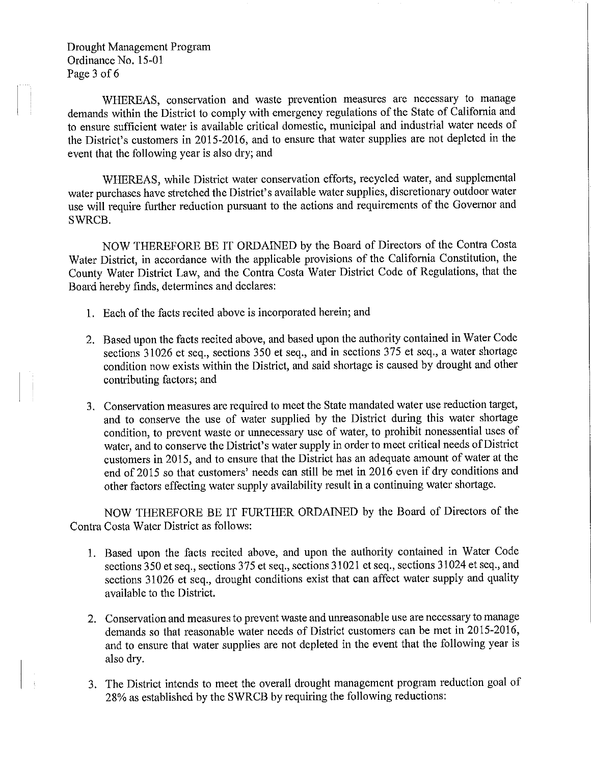WHEREAS, conservation and waste prevention measures are necessary to manage demands within the District to comply with emergency regulations of the State of California and to ensure sufficient water is available critical domestic, municipal and industrial water needs of the District's customers in 2015-2016, and to ensure that water supplies are not depleted in the event that the following year is also dry; and

WHEREAS, while District water conservation efforts, recycled water, and supplemental water purchases have stretched the District's available water supplies, discretionary outdoor water use will require further reduction pursuant to the actions and requirements of the Governor and SWRCB.

NOW THEREFORE BE IT ORDAINED by the Board of Directors of the Contra Costa Water District, in accordance with the applicable provisions of the California Constitution, the County Water District Law, and the Contra Costa Water District Code of Regulations, that the Board hereby finds, determines and declares:

1. Each of the facts recited above is incorporated herein; and
2. Based upon the facts recited above, and based upon the authority contained in Water Code sections 31026 et seq., sections 350 et seq., and in sections 375 et seq., a water shortage condition now exists within the District, and said shortage is caused by drought and other contributing factors; and
3. Conservation measures are required to meet the State mandated water use reduction target, and to conserve the use of water supplied by the District during this water shortage condition, to prevent waste or unnecessary use of water, to prohibit nonessential uses of water, and to conserve the District's water supply in order to meet critical needs of District customers in 2015, and to ensure that the District has an adequate amount of water at the end of 2015 so that customers' needs can still be met in 2016 even if dry conditions and other factors effecting water supply availability result in a continuing water shortage.

NOW THEREFORE BE IT FURTHER ORDAINED by the Board of Directors of the Contra Costa Water District as follows:

1. Based upon the facts recited above, and upon the authority contained in Water Code sections 350 et seq., sections 375 et seq., sections 31021 et seq., sections 31024 et seq., and sections 31026 et seq., drought conditions exist that can affect water supply and quality available to the District.
2. Conservation and measures to prevent waste and unreasonable use are necessary to manage demands so that reasonable water needs of District customers can be met in 2015-2016, and to ensure that water supplies are not depleted in the event that the following year is also dry.
3. The District intends to meet the overall drought management program reduction goal of 28% as established by the SWRCB by requiring the following reductions: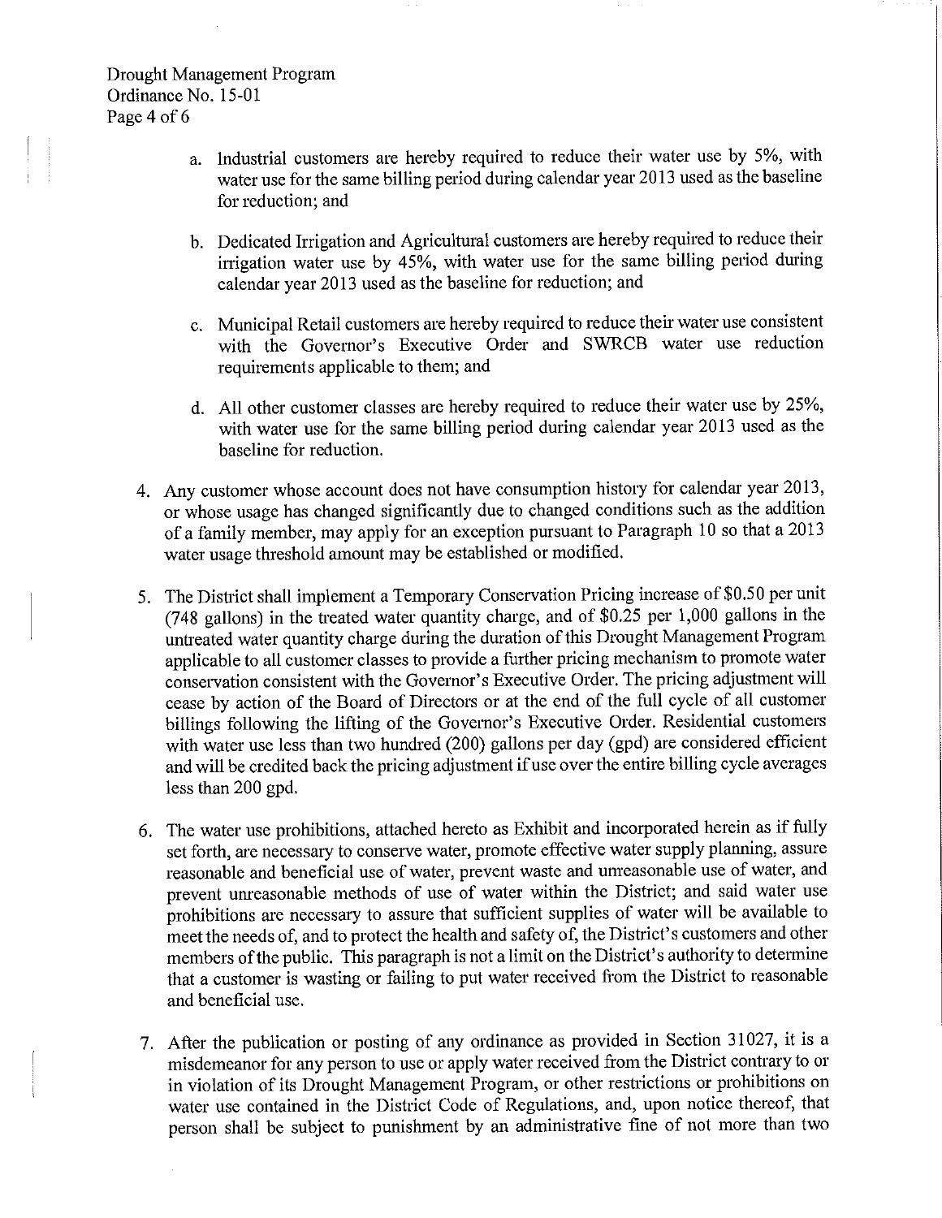a. Industrial customers are hereby required to reduce their water use by 5%, with water use for the same billing period during calendar year 2013 used as the baseline for reduction; and

b. Dedicated Irrigation and Agricultural customers are hereby required to reduce their irrigation water use by 45%, with water use for the same billing period during calendar year 2013 used as the baseline for reduction; and

c. Municipal Retail customers are hereby required to reduce their water use consistent with the Governor's Executive Order and SWRCB water use reduction requirements applicable to them; and

d. All other customer classes are hereby required to reduce their water use by 25%, with water use for the same billing period during calendar year 2013 used as the baseline for reduction.

4. Any customer whose account does not have consumption history for calendar year 2013, or whose usage has changed significantly due to changed conditions such as the addition of a family member, may apply for an exception pursuant to Paragraph 10 so that a 2013 water usage threshold amount may be established or modified.

5. The District shall implement a Temporary Conservation Pricing increase of $0.50 per unit (748 gallons) in the treated water quantity charge, and of $0.25 per 1,000 gallons in the untreated water quantity charge during the duration of this Drought Management Program applicable to all customer classes to provide a further pricing mechanism to promote water conservation consistent with the Governor's Executive Order. The pricing adjustment will cease by action of the Board of Directors or at the end of the full cycle of all customer billings following the lifting of the Governor's Executive Order. Residential customers with water use less than two hundred (200) gallons per day (gpd) are considered efficient and will be credited back the pricing adjustment if use over the entire billing cycle averages less than 200 gpd.

6. The water use prohibitions, attached hereto as Exhibit and incorporated herein as if fully set forth, are necessary to conserve water, promote effective water supply planning, assure reasonable and beneficial use of water, prevent waste and unreasonable use of water, and prevent unreasonable methods of use of water within the District; and said water use prohibitions are necessary to assure that sufficient supplies of water will be available to meet the needs of, and to protect the health and safety of, the District's customers and other members of the public. This paragraph is not a limit on the District's authority to determine that a customer is wasting or failing to put water received from the District to reasonable and beneficial use.

7. After the publication or posting of any ordinance as provided in Section 31027, it is a misdemeanor for any person to use or apply water received from the District contrary to or in violation of its Drought Management Program, or other restrictions or prohibitions on water use contained in the District Code of Regulations, and, upon notice thereof, that person shall be subject to punishment by an administrative fine of not more than two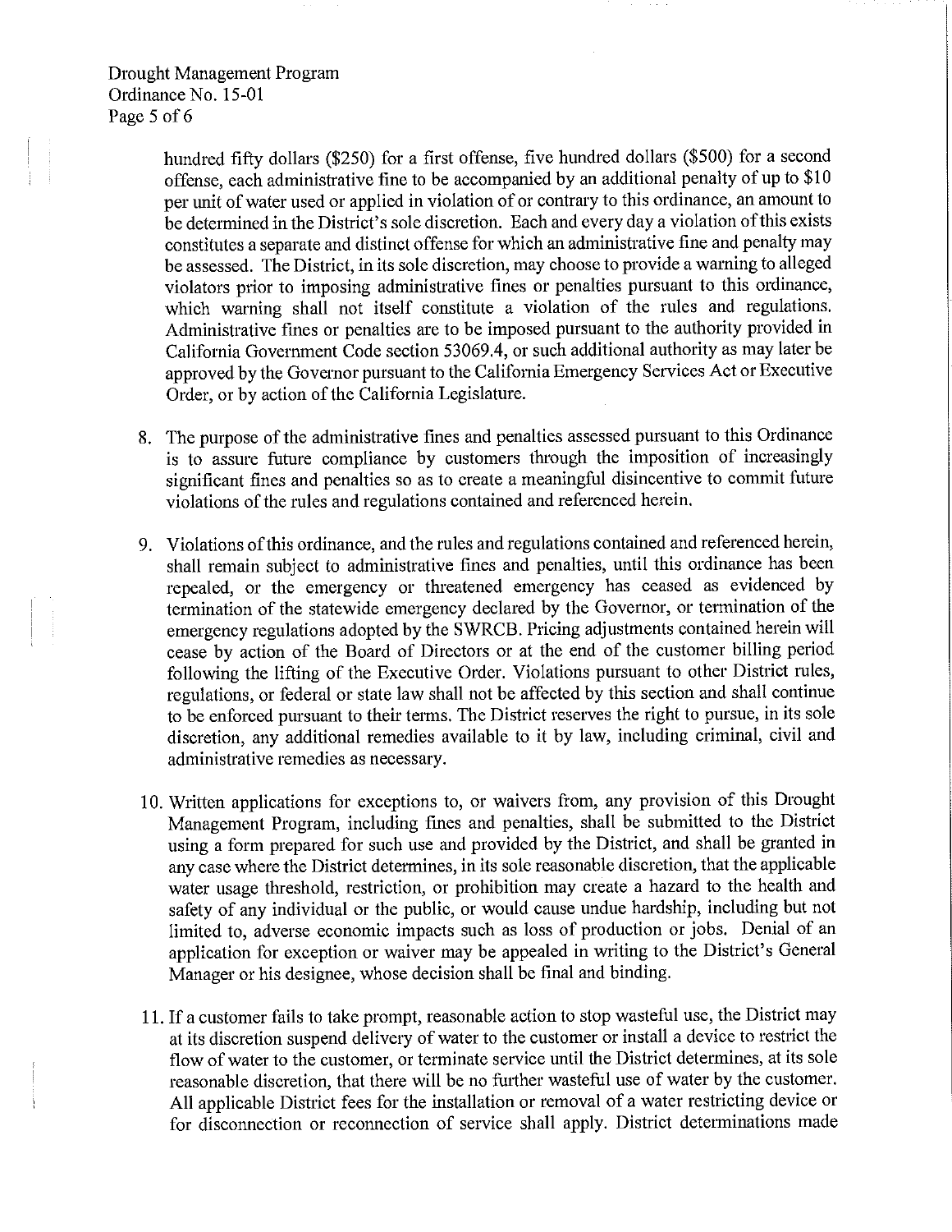hundred fifty dollars ($250) for a first offense, five hundred dollars ($500) for a second offense, each administrative fine to be accompanied by an additional penalty of up to $10 per unit of water used or applied in violation of or contrary to this ordinance, an amount to be determined in the District's sole discretion. Each and every day a violation of this exists constitutes a separate and distinct offense for which an administrative fine and penalty may be assessed. The District, in its sole discretion, may choose to provide a warning to alleged violators prior to imposing administrative fines or penalties pursuant to this ordinance, which warning shall not itself constitute a violation of the rules and regulations. Administrative fines or penalties are to be imposed pursuant to the authority provided in California Government Code section 53069.4, or such additional authority as may later be approved by the Governor pursuant to the California Emergency Services Act or Executive Order, or by action of the California Legislature.

8. The purpose of the administrative fines and penalties assessed pursuant to this Ordinance is to assure future compliance by customers through the imposition of increasingly significant fines and penalties so as to create a meaningful disincentive to commit future violations of the rules and regulations contained and referenced herein.

9. Violations of this ordinance, and the rules and regulations contained and referenced herein, shall remain subject to administrative fines and penalties, until this ordinance has been repealed, or the emergency or threatened emergency has ceased as evidenced by termination of the statewide emergency declared by the Governor, or termination of the emergency regulations adopted by the SWRCB. Pricing adjustments contained herein will cease by action of the Board of Directors or at the end of the customer billing period following the lifting of the Executive Order. Violations pursuant to other District rules, regulations, or federal or state law shall not be affected by this section and shall continue to be enforced pursuant to their terms. The District reserves the right to pursue, in its sole discretion, any additional remedies available to it by law, including criminal, civil and administrative remedies as necessary.

10. Written applications for exceptions to, or waivers from, any provision of this Drought Management Program, including fines and penalties, shall be submitted to the District using a form prepared for such use and provided by the District, and shall be granted in any case where the District determines, in its sole reasonable discretion, that the applicable water usage threshold, restriction, or prohibition may create a hazard to the health and safety of any individual or the public, or would cause undue hardship, including but not limited to, adverse economic impacts such as loss of production or jobs. Denial of an application for exception or waiver may be appealed in writing to the District's General Manager or his designee, whose decision shall be final and binding.

11. If a customer fails to take prompt, reasonable action to stop wasteful use, the District may at its discretion suspend delivery of water to the customer or install a device to restrict the flow of water to the customer, or terminate service until the District determines, at its sole reasonable discretion, that there will be no further wasteful use of water by the customer. All applicable District fees for the installation or removal of a water restricting device or for disconnection or reconnection of service shall apply. District determinations made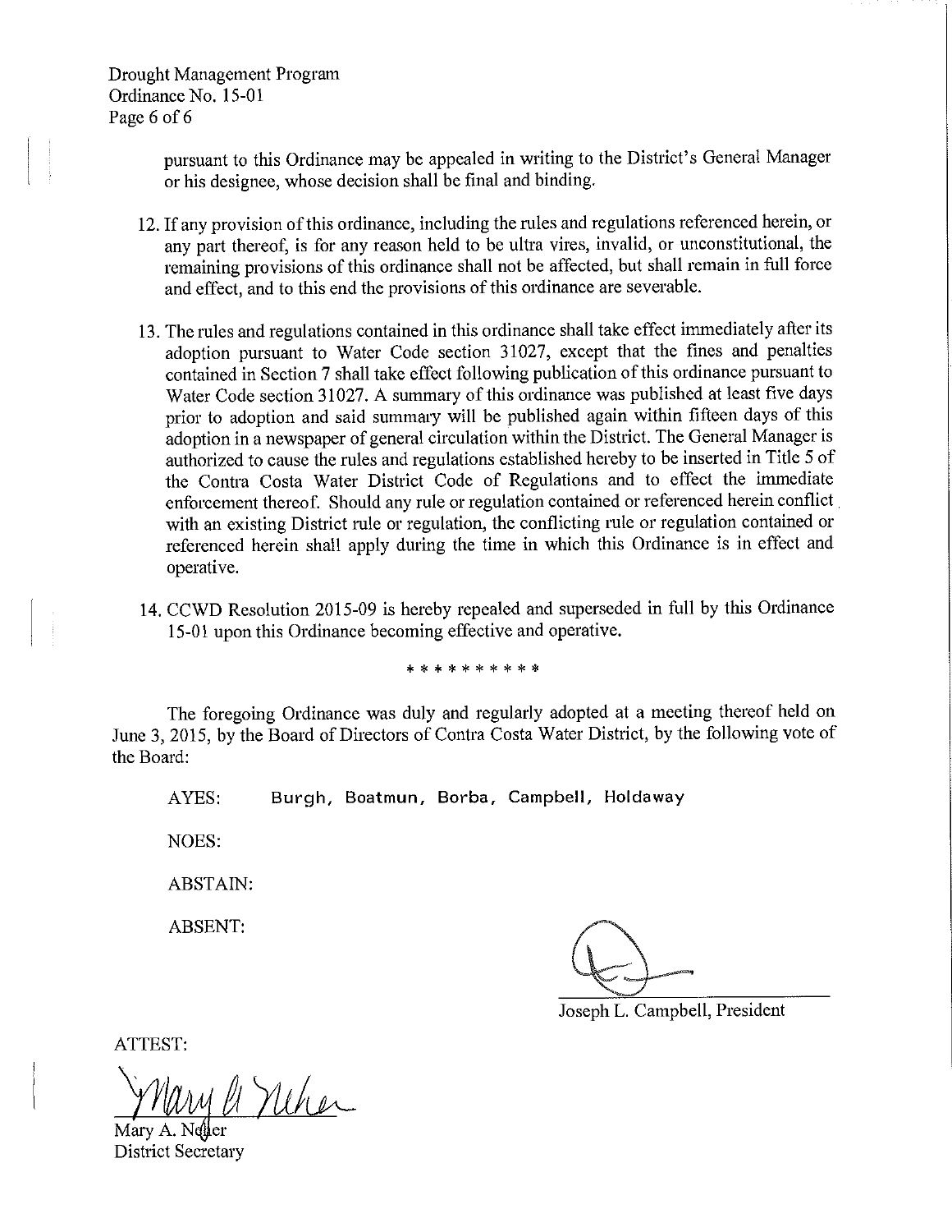pursuant to this Ordinance may be appealed in writing to the District's General Manager or his designee, whose decision shall be final and binding.

12. If any provision of this ordinance, including the rules and regulations referenced herein, or any part thereof, is for any reason held to be ultra vires, invalid, or unconstitutional, the remaining provisions of this ordinance shall not be affected, but shall remain in full force and effect, and to this end the provisions of this ordinance are severable.

13. The rules and regulations contained in this ordinance shall take effect immediately after its adoption pursuant to Water Code section 31027, except that the fines and penalties contained in Section 7 shall take effect following publication of this ordinance pursuant to Water Code section 31027. A summary of this ordinance was published at least five days prior to adoption and said summary will be published again within fifteen days of this adoption in a newspaper of general circulation within the District. The General Manager is authorized to cause the rules and regulations established hereby to be inserted in Title 5 of the Contra Costa Water District Code of Regulations and to effect the immediate enforcement thereof. Should any rule or regulation contained or referenced herein conflict with an existing District rule or regulation, the conflicting rule or regulation contained or referenced herein shall apply during the time in which this Ordinance is in effect and operative.

14. CCWD Resolution 2015-09 is hereby repealed and superseded in full by this Ordinance 15-01 upon this Ordinance becoming effective and operative.

* * * * * * * * * *

The foregoing Ordinance was duly and regularly adopted at a meeting thereof held on June 3, 2015, by the Board of Directors of Contra Costa Water District, by the following vote of the Board:

AYES: Burgh, Boatmun, Borba, Campbell, Holdaway

NOES:

ABSTAIN:

ABSENT:

Joseph L. Campbell, President

ATTEST:

Mary A. Neher
District Secretary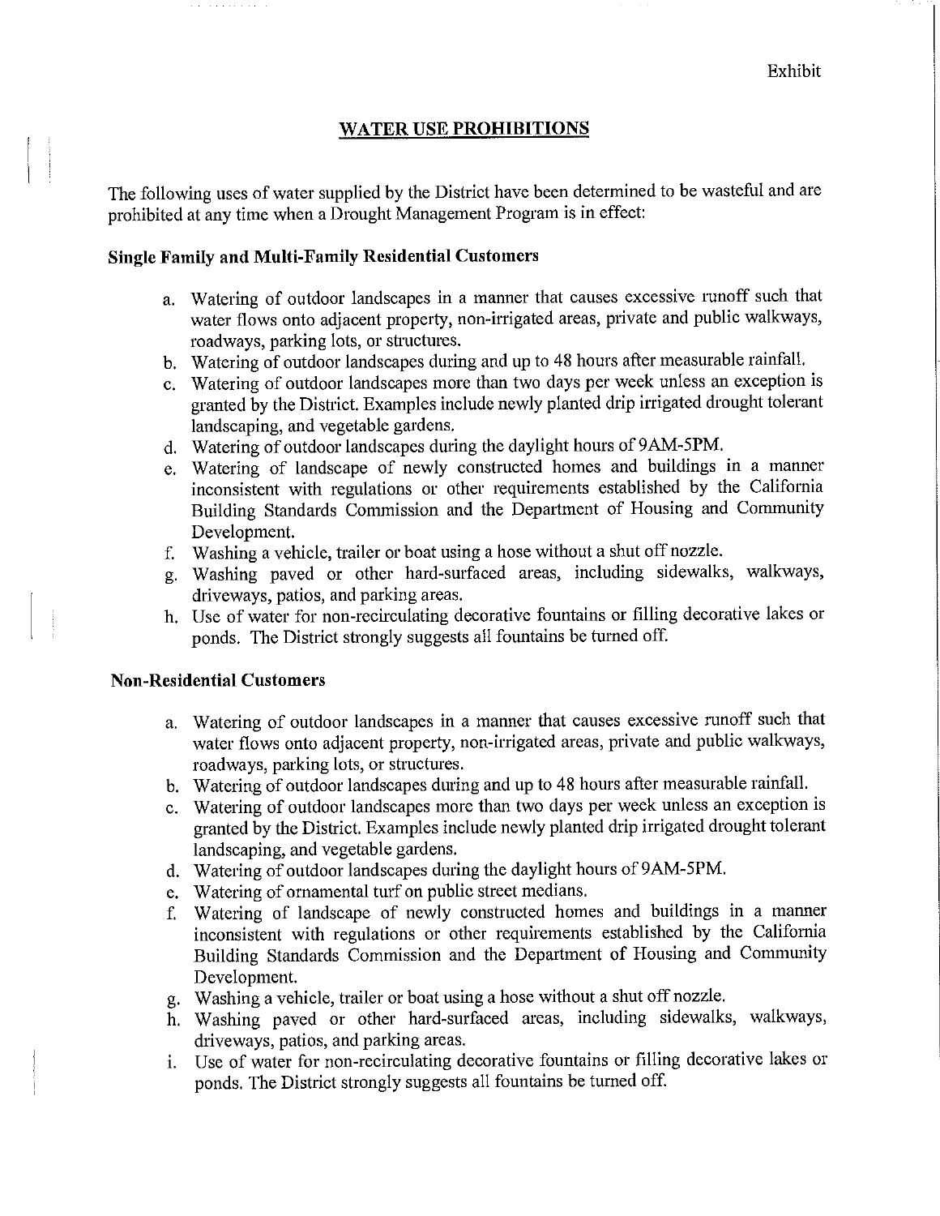Exhibit

## WATER USE PROHIBITIONS

The following uses of water supplied by the District have been determined to be wasteful and are prohibited at any time when a Drought Management Program is in effect:

### Single Family and Multi-Family Residential Customers

a. Watering of outdoor landscapes in a manner that causes excessive runoff such that water flows onto adjacent property, non-irrigated areas, private and public walkways, roadways, parking lots, or structures.
b. Watering of outdoor landscapes during and up to 48 hours after measurable rainfall.
c. Watering of outdoor landscapes more than two days per week unless an exception is granted by the District. Examples include newly planted drip irrigated drought tolerant landscaping, and vegetable gardens.
d. Watering of outdoor landscapes during the daylight hours of 9AM-5PM.
e. Watering of landscape of newly constructed homes and buildings in a manner inconsistent with regulations or other requirements established by the California Building Standards Commission and the Department of Housing and Community Development.
f. Washing a vehicle, trailer or boat using a hose without a shut off nozzle.
g. Washing paved or other hard-surfaced areas, including sidewalks, walkways, driveways, patios, and parking areas.
h. Use of water for non-recirculating decorative fountains or filling decorative lakes or ponds. The District strongly suggests all fountains be turned off.

### Non-Residential Customers

a. Watering of outdoor landscapes in a manner that causes excessive runoff such that water flows onto adjacent property, non-irrigated areas, private and public walkways, roadways, parking lots, or structures.
b. Watering of outdoor landscapes during and up to 48 hours after measurable rainfall.
c. Watering of outdoor landscapes more than two days per week unless an exception is granted by the District. Examples include newly planted drip irrigated drought tolerant landscaping, and vegetable gardens.
d. Watering of outdoor landscapes during the daylight hours of 9AM-5PM.
e. Watering of ornamental turf on public street medians.
f. Watering of landscape of newly constructed homes and buildings in a manner inconsistent with regulations or other requirements established by the California Building Standards Commission and the Department of Housing and Community Development.
g. Washing a vehicle, trailer or boat using a hose without a shut off nozzle.
h. Washing paved or other hard-surfaced areas, including sidewalks, walkways, driveways, patios, and parking areas.
i. Use of water for non-recirculating decorative fountains or filling decorative lakes or ponds. The District strongly suggests all fountains be turned off.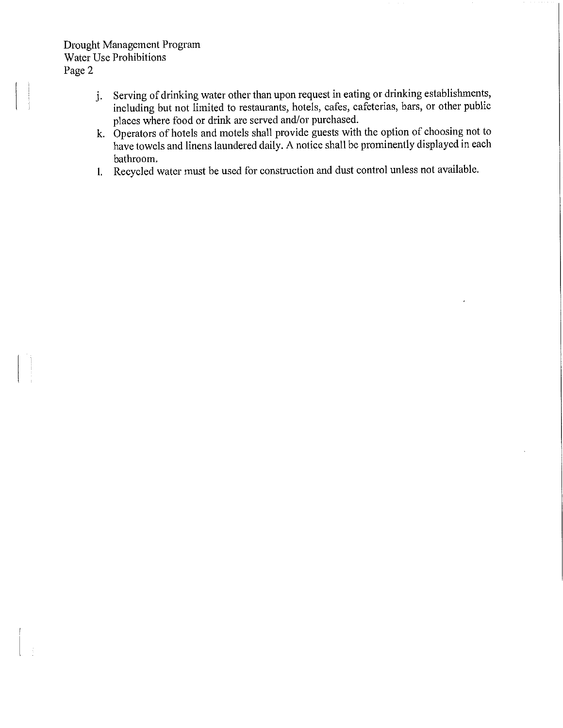j. Serving of drinking water other than upon request in eating or drinking establishments, including but not limited to restaurants, hotels, cafes, cafeterias, bars, or other public places where food or drink are served and/or purchased.
k. Operators of hotels and motels shall provide guests with the option of choosing not to have towels and linens laundered daily. A notice shall be prominently displayed in each bathroom.
l. Recycled water must be used for construction and dust control unless not available.